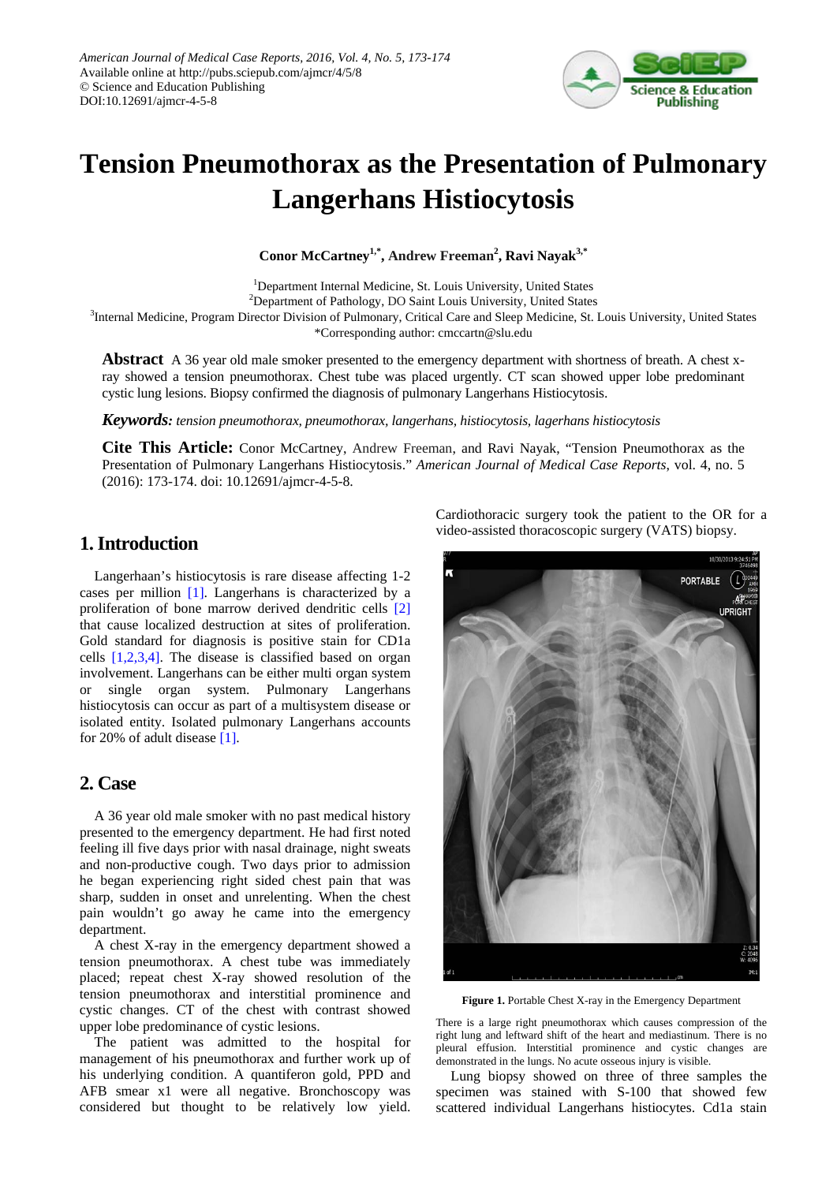# Tension Pneumothorax as the Presentation of Pulmonary Langerhans Histiocytosis

**Conor McCartney[1,*], Andrew Freeman[2], Ravi Nayak[3,*]**

[1]Department Internal Medicine, St. Louis University, United States
[2]Department of Pathology, DO Saint Louis University, United States
[3]Internal Medicine, Program Director Division of Pulmonary, Critical Care and Sleep Medicine, St. Louis University, United States
*Corresponding author: cmccartn@slu.edu

**Abstract** A 36 year old male smoker presented to the emergency department with shortness of breath. A chest x-ray showed a tension pneumothorax. Chest tube was placed urgently. CT scan showed upper lobe predominant cystic lung lesions. Biopsy confirmed the diagnosis of pulmonary Langerhans Histiocytosis.

***Keywords:*** *tension pneumothorax, pneumothorax, langerhans, histiocytosis, lagerhans histiocytosis*

**Cite This Article:** Conor McCartney, Andrew Freeman, and Ravi Nayak, "Tension Pneumothorax as the Presentation of Pulmonary Langerhans Histiocytosis." *American Journal of Medical Case Reports*, vol. 4, no. 5 (2016): 173-174. doi: 10.12691/ajmcr-4-5-8.

## 1. Introduction

Langerhaan's histiocytosis is rare disease affecting 1-2 cases per million [1]. Langerhans is characterized by a proliferation of bone marrow derived dendritic cells [2] that cause localized destruction at sites of proliferation. Gold standard for diagnosis is positive stain for CD1a cells [1,2,3,4]. The disease is classified based on organ involvement. Langerhans can be either multi organ system or single organ system. Pulmonary Langerhans histiocytosis can occur as part of a multisystem disease or isolated entity. Isolated pulmonary Langerhans accounts for 20% of adult disease [1].

## 2. Case

A 36 year old male smoker with no past medical history presented to the emergency department. He had first noted feeling ill five days prior with nasal drainage, night sweats and non-productive cough. Two days prior to admission he began experiencing right sided chest pain that was sharp, sudden in onset and unrelenting. When the chest pain wouldn't go away he came into the emergency department.

A chest X-ray in the emergency department showed a tension pneumothorax. A chest tube was immediately placed; repeat chest X-ray showed resolution of the tension pneumothorax and interstitial prominence and cystic changes. CT of the chest with contrast showed upper lobe predominance of cystic lesions.

The patient was admitted to the hospital for management of his pneumothorax and further work up of his underlying condition. A quantiferon gold, PPD and AFB smear x1 were all negative. Bronchoscopy was considered but thought to be relatively low yield. Cardiothoracic surgery took the patient to the OR for a video-assisted thoracoscopic surgery (VATS) biopsy.

**Figure 1.** Portable Chest X-ray in the Emergency Department

There is a large right pneumothorax which causes compression of the right lung and leftward shift of the heart and mediastinum. There is no pleural effusion. Interstitial prominence and cystic changes are demonstrated in the lungs. No acute osseous injury is visible.

Lung biopsy showed on three of three samples the specimen was stained with S-100 that showed few scattered individual Langerhans histiocytes. Cd1a stain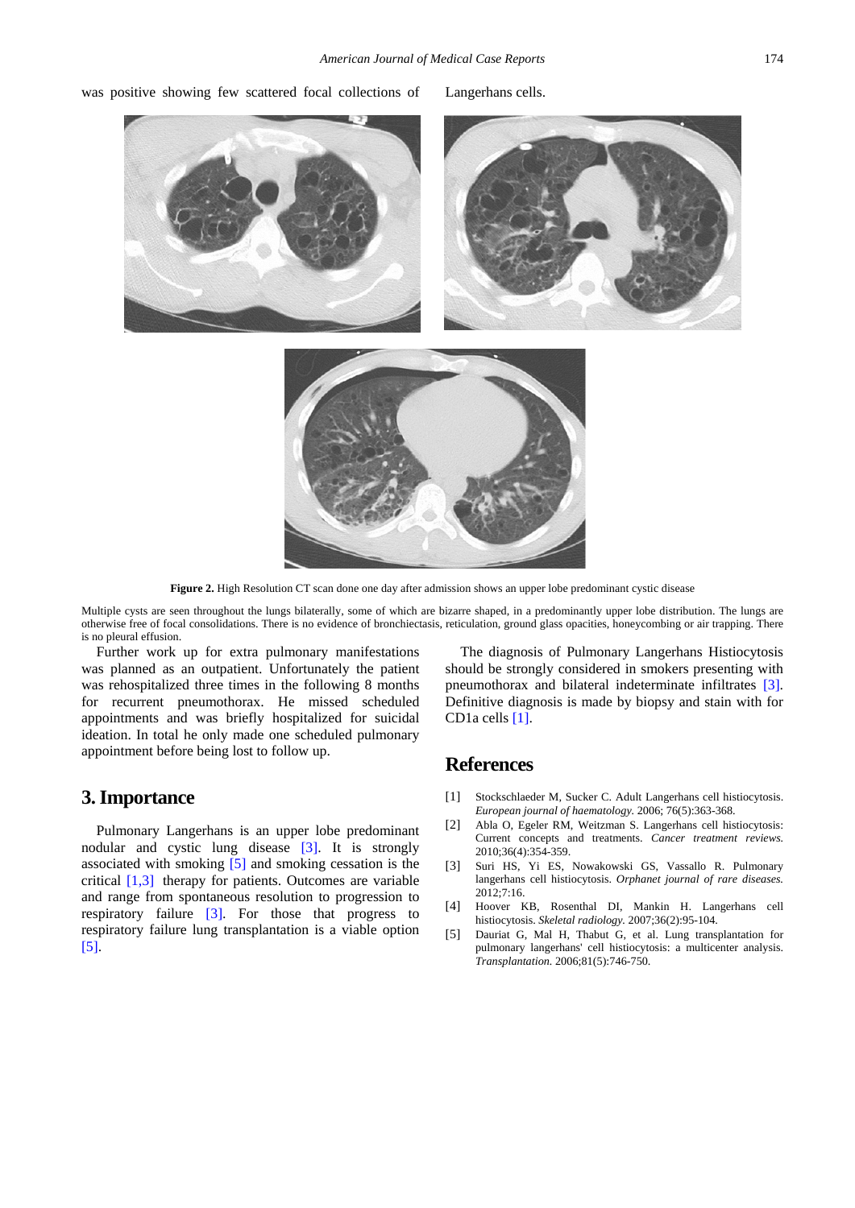was positive showing few scattered focal collections of Langerhans cells.

**Figure 2.** High Resolution CT scan done one day after admission shows an upper lobe predominant cystic disease

Multiple cysts are seen throughout the lungs bilaterally, some of which are bizarre shaped, in a predominantly upper lobe distribution. The lungs are otherwise free of focal consolidations. There is no evidence of bronchiectasis, reticulation, ground glass opacities, honeycombing or air trapping. There is no pleural effusion.

Further work up for extra pulmonary manifestations was planned as an outpatient. Unfortunately the patient was rehospitalized three times in the following 8 months for recurrent pneumothorax. He missed scheduled appointments and was briefly hospitalized for suicidal ideation. In total he only made one scheduled pulmonary appointment before being lost to follow up.

## 3. Importance

Pulmonary Langerhans is an upper lobe predominant nodular and cystic lung disease [3]. It is strongly associated with smoking [5] and smoking cessation is the critical [1,3] therapy for patients. Outcomes are variable and range from spontaneous resolution to progression to respiratory failure [3]. For those that progress to respiratory failure lung transplantation is a viable option [5].

The diagnosis of Pulmonary Langerhans Histiocytosis should be strongly considered in smokers presenting with pneumothorax and bilateral indeterminate infiltrates [3]. Definitive diagnosis is made by biopsy and stain with for CD1a cells [1].

## References

[1] Stockschlaeder M, Sucker C. Adult Langerhans cell histiocytosis. *European journal of haematology.* 2006; 76(5):363-368.

[2] Abla O, Egeler RM, Weitzman S. Langerhans cell histiocytosis: Current concepts and treatments. *Cancer treatment reviews.* 2010;36(4):354-359.

[3] Suri HS, Yi ES, Nowakowski GS, Vassallo R. Pulmonary langerhans cell histiocytosis. *Orphanet journal of rare diseases.* 2012;7:16.

[4] Hoover KB, Rosenthal DI, Mankin H. Langerhans cell histiocytosis. *Skeletal radiology.* 2007;36(2):95-104.

[5] Dauriat G, Mal H, Thabut G, et al. Lung transplantation for pulmonary langerhans' cell histiocytosis: a multicenter analysis. *Transplantation.* 2006;81(5):746-750.